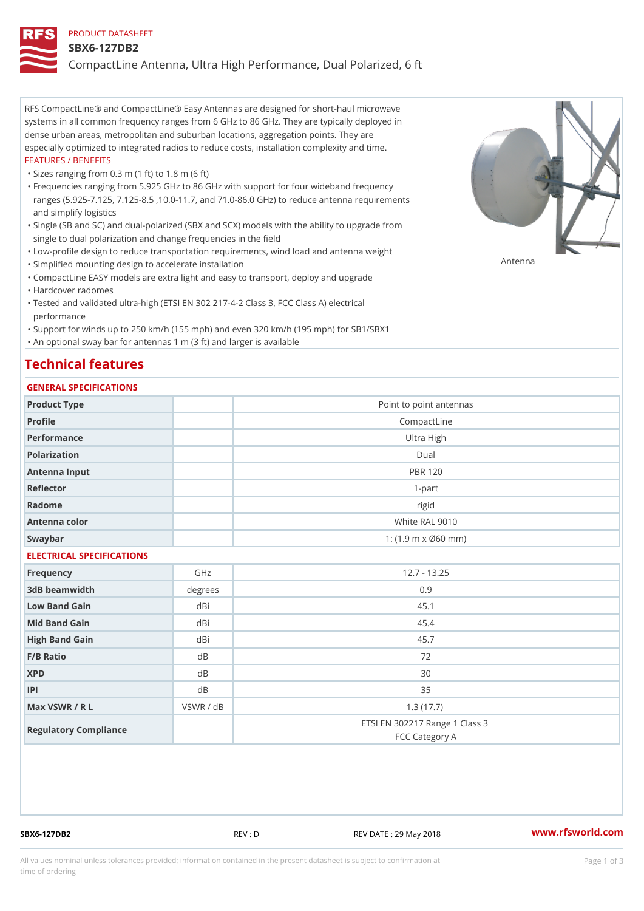PRODUCT DATASHEET

# SBX6-127DB2

CompactLine Antenna, Ultra High Performance, Dual Polarized, 6 ft

RFS CompactLine® and CompactLine® Easy Antennas are designed for short-haul microwave systems in all common frequency ranges from 6 GHz to 86 GHz. They are typically deployed in dense urban areas, metropolitan and suburban locations, aggregation points. They are especially optimized to integrated radios to reduce costs, installation complexity and time.

FEATURES / BENEFITS

- Sizes ranging from 0.3 m (1 ft) to 1.8 m (6 ft)
- Frequencies ranging from 5.925 GHz to 86 GHz with support for four wideband frequency ranges (5.925-7.125, 7.125-8.5 ,10.0-11.7, and 71.0-86.0 GHz) to reduce antenna requirements and simplify logistics
- Single (SB and SC) and dual-polarized (SBX and SCX) models with the ability to upgrade from single to dual polarization and change frequencies in the field
- Low-profile design to reduce transportation requirements, wind load and antenna weight
- Simplified mounting design to accelerate installation
- CompactLine EASY models are extra light and easy to transport, deploy and upgrade
- Hardcover radomes
- Tested and validated ultra-high (ETSI EN 302 217-4-2 Class 3, FCC Class A) electrical performance
- Support for winds up to 250 km/h (155 mph) and even 320 km/h (195 mph) for SB1/SBX1
- An optional sway bar for antennas 1 m (3 ft) and larger is available

Antenna

## Technical features

### GENERAL SPECIFICATIONS

| | | |
|---|---|---|
| Product Type | | Point to point antennas |
| Profile | | CompactLine |
| Performance | | Ultra High |
| Polarization | | Dual |
| Antenna Input | | PBR 120 |
| Reflector | | 1-part |
| Radome | | rigid |
| Antenna color | | White RAL 9010 |
| Swaybar | | 1: (1.9 m x Ø60 mm) |

### ELECTRICAL SPECIFICATIONS

| | | |
|---|---|---|
| Frequency | GHz | 12.7 - 13.25 |
| 3dB beamwidth | degrees | 0.9 |
| Low Band Gain | dBi | 45.1 |
| Mid Band Gain | dBi | 45.4 |
| High Band Gain | dBi | 45.7 |
| F/B Ratio | dB | 72 |
| XPD | dB | 30 |
| IPI | dB | 35 |
| Max VSWR / R L | VSWR / dB | 1.3 (17.7) |
| Regulatory Compliance | | ETSI EN 302217 Range 1 Class 3<br>FCC Category A |

SBX6-127DB2 REV : D REV DATE : 29 May 2018 www.rfsworld.com

All values nominal unless tolerances provided; information contained in the present datasheet is subject to confirmation at time of ordering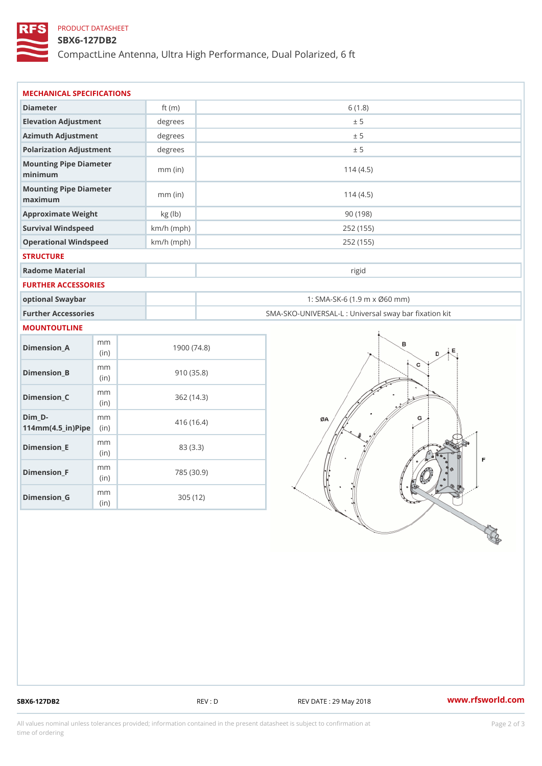PRODUCT DATASHEET

# SBX6-127DB2

CompactLine Antenna, Ultra High Performance, Dual Polarized, 6 ft

## MECHANICAL SPECIFICATIONS

| | | |
|---|---|---|
| Diameter | ft (m) | 6 (1.8) |
| Elevation Adjustment | degrees | ± 5 |
| Azimuth Adjustment | degrees | ± 5 |
| Polarization Adjustment | degrees | ± 5 |
| Mounting Pipe Diameter minimum | mm (in) | 114 (4.5) |
| Mounting Pipe Diameter maximum | mm (in) | 114 (4.5) |
| Approximate Weight | kg (lb) | 90 (198) |
| Survival Windspeed | km/h (mph) | 252 (155) |
| Operational Windspeed | km/h (mph) | 252 (155) |

## STRUCTURE

| | | |
|---|---|---|
| Radome Material | | rigid |

## FURTHER ACCESSORIES

| | | |
|---|---|---|
| optional Swaybar | | 1: SMA-SK-6 (1.9 m x Ø60 mm) |
| Further Accessories | | SMA-SKO-UNIVERSAL-L : Universal sway bar fixation kit |

## MOUNTOUTLINE

| | | |
|---|---|---|
| Dimension_A | mm (in) | 1900 (74.8) |
| Dimension_B | mm (in) | 910 (35.8) |
| Dimension_C | mm (in) | 362 (14.3) |
| Dim_D-114mm(4.5_in)Pipe | mm (in) | 416 (16.4) |
| Dimension_E | mm (in) | 83 (3.3) |
| Dimension_F | mm (in) | 785 (30.9) |
| Dimension_G | mm (in) | 305 (12) |

SBX6-127DB2 REV : D REV DATE : 29 May 2018 www.rfsworld.com

All values nominal unless tolerances provided; information contained in the present datasheet is subject to confirmation at time of ordering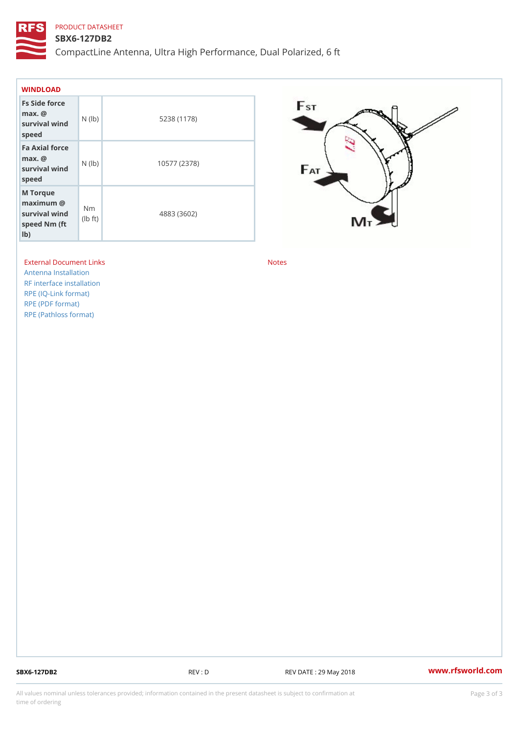PRODUCT DATASHEET

# SBX6-127DB2

CompactLine Antenna, Ultra High Performance, Dual Polarized, 6 ft

## WINDLOAD

| | | |
|---|---|---|
| Fs Side force max. @ survival wind speed | N (lb) | 5238 (1178) |
| Fa Axial force max. @ survival wind speed | N (lb) | 10577 (2378) |
| M Torque maximum @ survival wind speed Nm (ft lb) | Nm (lb ft) | 4883 (3602) |

FST

FAT

MT

### External Document Links

Antenna Installation

RF interface installation

RPE (IQ-Link format)

RPE (PDF format)

RPE (Pathloss format)

### Notes

SBX6-127DB2 REV : D REV DATE : 29 May 2018 www.rfsworld.com

All values nominal unless tolerances provided; information contained in the present datasheet is subject to confirmation at time of ordering